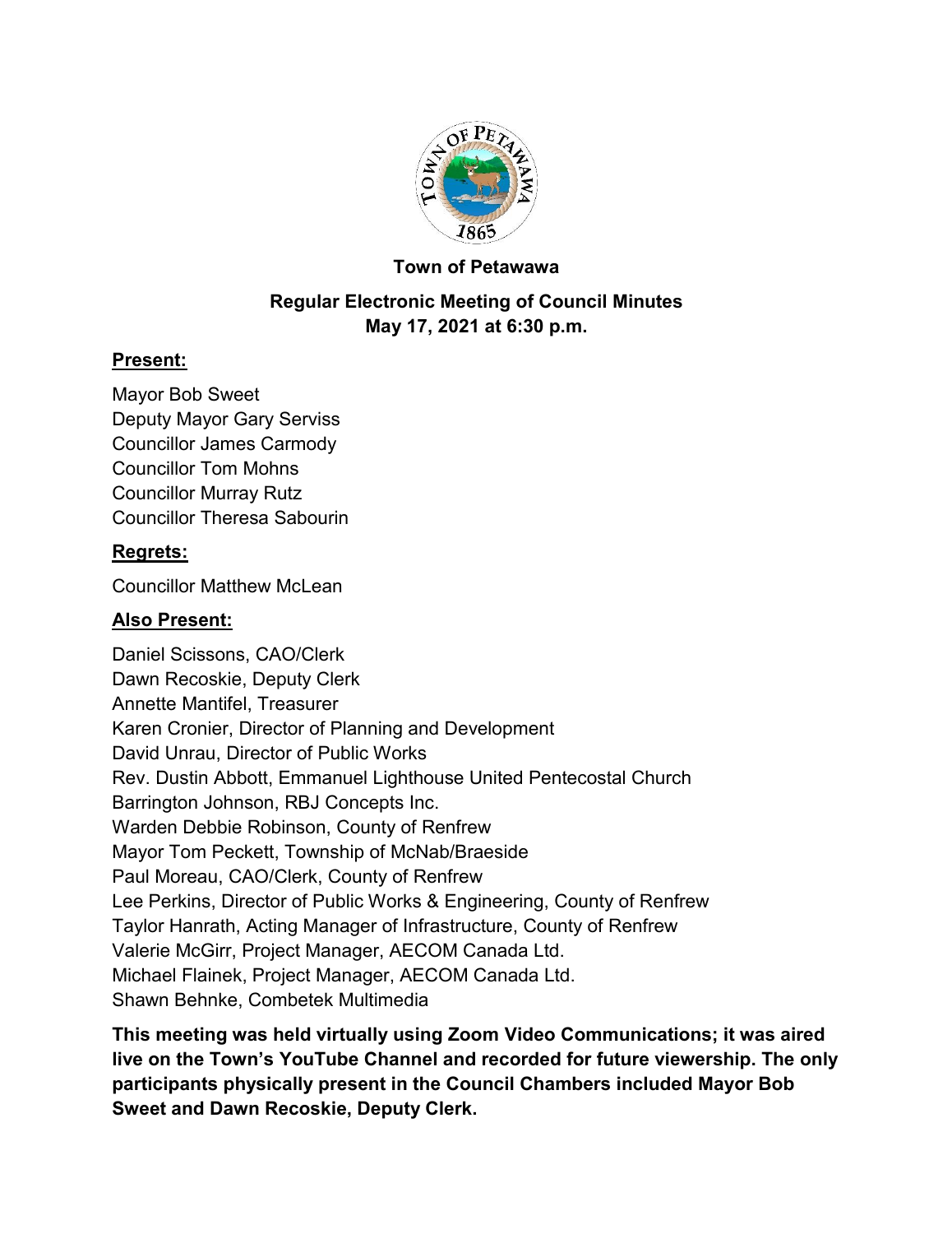# Town of Petawawa

## Regular Electronic Meeting of Council Minutes
## May 17, 2021 at 6:30 p.m.

**Present:**

Mayor Bob Sweet
Deputy Mayor Gary Serviss
Councillor James Carmody
Councillor Tom Mohns
Councillor Murray Rutz
Councillor Theresa Sabourin

**Regrets:**

Councillor Matthew McLean

**Also Present:**

Daniel Scissons, CAO/Clerk
Dawn Recoskie, Deputy Clerk
Annette Mantifel, Treasurer
Karen Cronier, Director of Planning and Development
David Unrau, Director of Public Works
Rev. Dustin Abbott, Emmanuel Lighthouse United Pentecostal Church
Barrington Johnson, RBJ Concepts Inc.
Warden Debbie Robinson, County of Renfrew
Mayor Tom Peckett, Township of McNab/Braeside
Paul Moreau, CAO/Clerk, County of Renfrew
Lee Perkins, Director of Public Works & Engineering, County of Renfrew
Taylor Hanrath, Acting Manager of Infrastructure, County of Renfrew
Valerie McGirr, Project Manager, AECOM Canada Ltd.
Michael Flainek, Project Manager, AECOM Canada Ltd.
Shawn Behnke, Combetek Multimedia

**This meeting was held virtually using Zoom Video Communications; it was aired live on the Town's YouTube Channel and recorded for future viewership. The only participants physically present in the Council Chambers included Mayor Bob Sweet and Dawn Recoskie, Deputy Clerk.**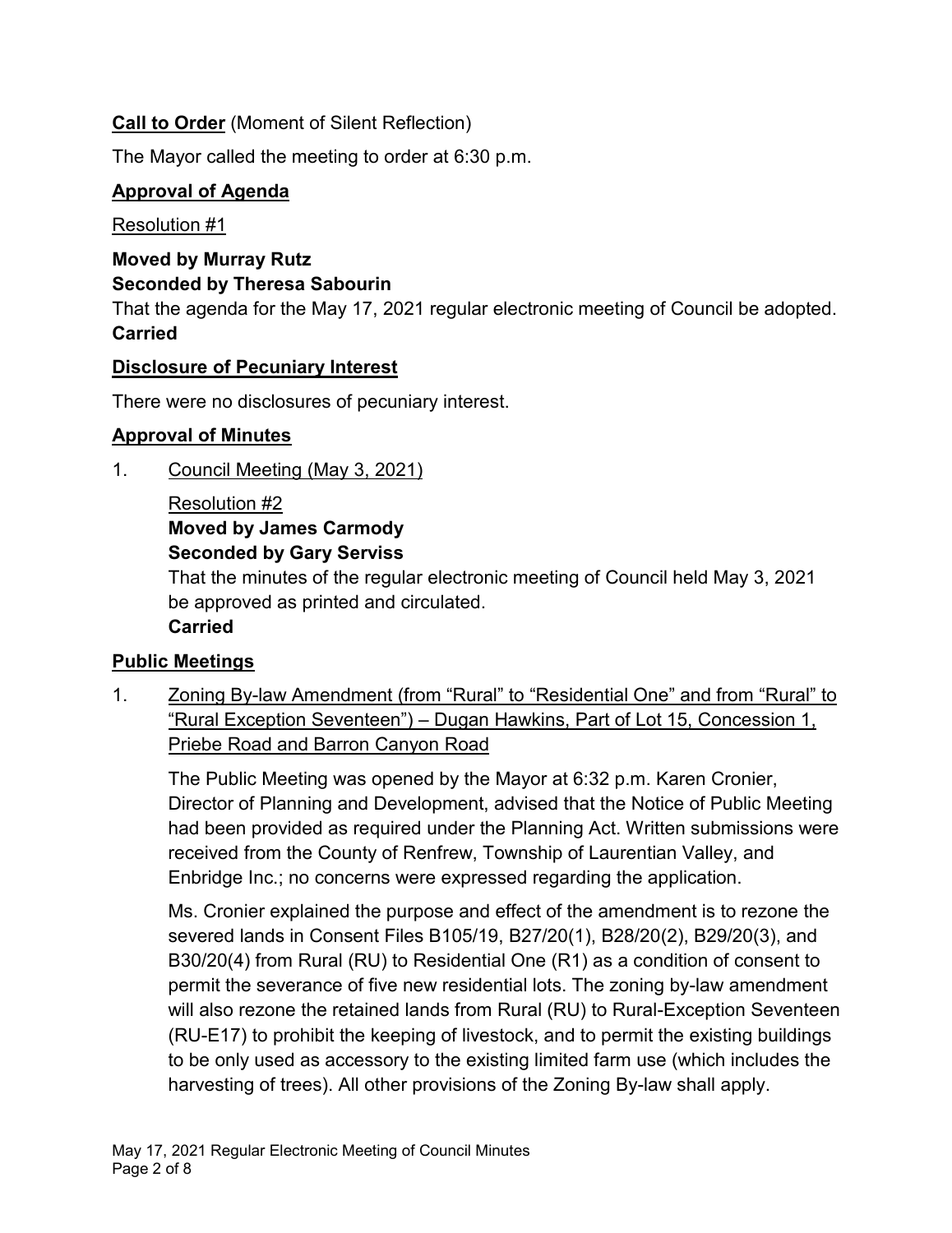**Call to Order** (Moment of Silent Reflection)

The Mayor called the meeting to order at 6:30 p.m.

**Approval of Agenda**

Resolution #1

**Moved by Murray Rutz**
**Seconded by Theresa Sabourin**
That the agenda for the May 17, 2021 regular electronic meeting of Council be adopted.
**Carried**

**Disclosure of Pecuniary Interest**

There were no disclosures of pecuniary interest.

**Approval of Minutes**

1. Council Meeting (May 3, 2021)

   Resolution #2
   **Moved by James Carmody**
   **Seconded by Gary Serviss**
   That the minutes of the regular electronic meeting of Council held May 3, 2021 be approved as printed and circulated.
   **Carried**

**Public Meetings**

1. Zoning By-law Amendment (from "Rural" to "Residential One" and from "Rural" to "Rural Exception Seventeen") – Dugan Hawkins, Part of Lot 15, Concession 1, Priebe Road and Barron Canyon Road

   The Public Meeting was opened by the Mayor at 6:32 p.m. Karen Cronier, Director of Planning and Development, advised that the Notice of Public Meeting had been provided as required under the Planning Act. Written submissions were received from the County of Renfrew, Township of Laurentian Valley, and Enbridge Inc.; no concerns were expressed regarding the application.

   Ms. Cronier explained the purpose and effect of the amendment is to rezone the severed lands in Consent Files B105/19, B27/20(1), B28/20(2), B29/20(3), and B30/20(4) from Rural (RU) to Residential One (R1) as a condition of consent to permit the severance of five new residential lots. The zoning by-law amendment will also rezone the retained lands from Rural (RU) to Rural-Exception Seventeen (RU-E17) to prohibit the keeping of livestock, and to permit the existing buildings to be only used as accessory to the existing limited farm use (which includes the harvesting of trees). All other provisions of the Zoning By-law shall apply.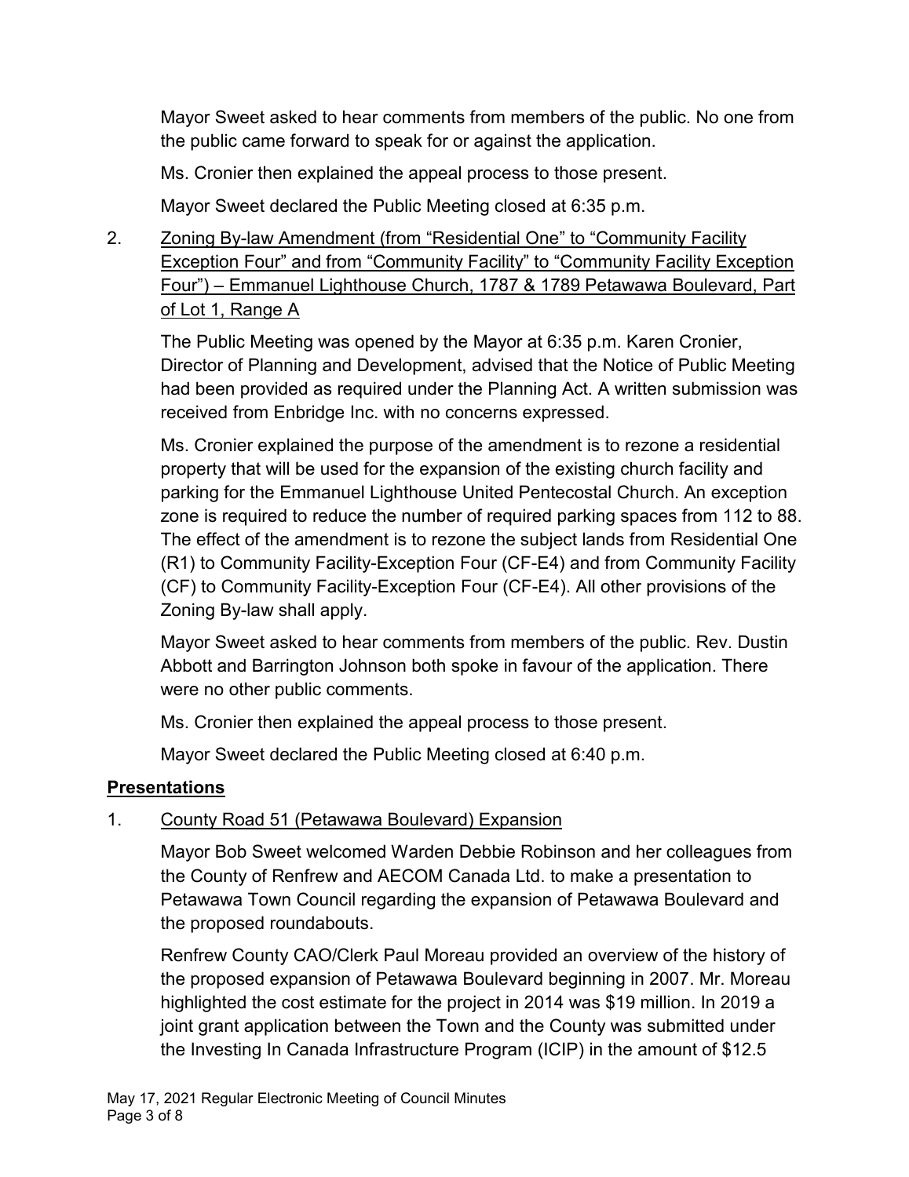Mayor Sweet asked to hear comments from members of the public. No one from the public came forward to speak for or against the application.

Ms. Cronier then explained the appeal process to those present.

Mayor Sweet declared the Public Meeting closed at 6:35 p.m.

2. Zoning By-law Amendment (from "Residential One" to "Community Facility Exception Four" and from "Community Facility" to "Community Facility Exception Four") – Emmanuel Lighthouse Church, 1787 & 1789 Petawawa Boulevard, Part of Lot 1, Range A

   The Public Meeting was opened by the Mayor at 6:35 p.m. Karen Cronier, Director of Planning and Development, advised that the Notice of Public Meeting had been provided as required under the Planning Act. A written submission was received from Enbridge Inc. with no concerns expressed.

   Ms. Cronier explained the purpose of the amendment is to rezone a residential property that will be used for the expansion of the existing church facility and parking for the Emmanuel Lighthouse United Pentecostal Church. An exception zone is required to reduce the number of required parking spaces from 112 to 88. The effect of the amendment is to rezone the subject lands from Residential One (R1) to Community Facility-Exception Four (CF-E4) and from Community Facility (CF) to Community Facility-Exception Four (CF-E4). All other provisions of the Zoning By-law shall apply.

   Mayor Sweet asked to hear comments from members of the public. Rev. Dustin Abbott and Barrington Johnson both spoke in favour of the application. There were no other public comments.

   Ms. Cronier then explained the appeal process to those present.

   Mayor Sweet declared the Public Meeting closed at 6:40 p.m.

## Presentations

1. County Road 51 (Petawawa Boulevard) Expansion

   Mayor Bob Sweet welcomed Warden Debbie Robinson and her colleagues from the County of Renfrew and AECOM Canada Ltd. to make a presentation to Petawawa Town Council regarding the expansion of Petawawa Boulevard and the proposed roundabouts.

   Renfrew County CAO/Clerk Paul Moreau provided an overview of the history of the proposed expansion of Petawawa Boulevard beginning in 2007. Mr. Moreau highlighted the cost estimate for the project in 2014 was $19 million. In 2019 a joint grant application between the Town and the County was submitted under the Investing In Canada Infrastructure Program (ICIP) in the amount of $12.5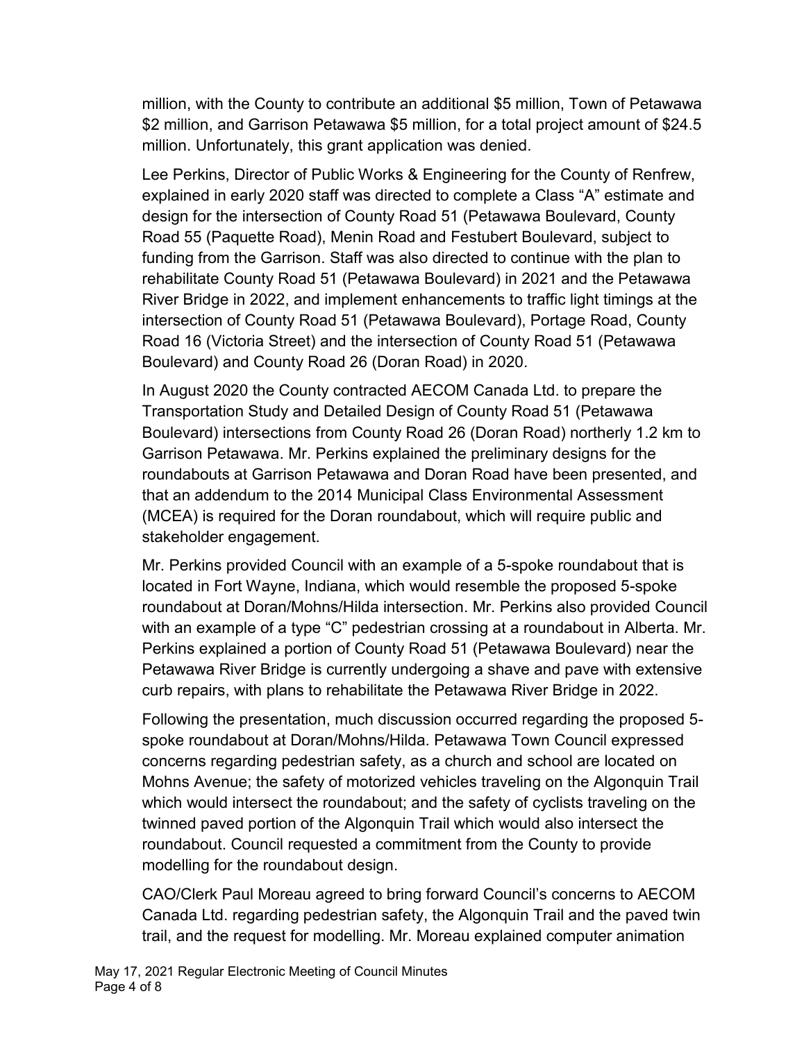million, with the County to contribute an additional $5 million, Town of Petawawa $2 million, and Garrison Petawawa $5 million, for a total project amount of $24.5 million. Unfortunately, this grant application was denied.

Lee Perkins, Director of Public Works & Engineering for the County of Renfrew, explained in early 2020 staff was directed to complete a Class "A" estimate and design for the intersection of County Road 51 (Petawawa Boulevard, County Road 55 (Paquette Road), Menin Road and Festubert Boulevard, subject to funding from the Garrison. Staff was also directed to continue with the plan to rehabilitate County Road 51 (Petawawa Boulevard) in 2021 and the Petawawa River Bridge in 2022, and implement enhancements to traffic light timings at the intersection of County Road 51 (Petawawa Boulevard), Portage Road, County Road 16 (Victoria Street) and the intersection of County Road 51 (Petawawa Boulevard) and County Road 26 (Doran Road) in 2020.

In August 2020 the County contracted AECOM Canada Ltd. to prepare the Transportation Study and Detailed Design of County Road 51 (Petawawa Boulevard) intersections from County Road 26 (Doran Road) northerly 1.2 km to Garrison Petawawa. Mr. Perkins explained the preliminary designs for the roundabouts at Garrison Petawawa and Doran Road have been presented, and that an addendum to the 2014 Municipal Class Environmental Assessment (MCEA) is required for the Doran roundabout, which will require public and stakeholder engagement.

Mr. Perkins provided Council with an example of a 5-spoke roundabout that is located in Fort Wayne, Indiana, which would resemble the proposed 5-spoke roundabout at Doran/Mohns/Hilda intersection. Mr. Perkins also provided Council with an example of a type "C" pedestrian crossing at a roundabout in Alberta. Mr. Perkins explained a portion of County Road 51 (Petawawa Boulevard) near the Petawawa River Bridge is currently undergoing a shave and pave with extensive curb repairs, with plans to rehabilitate the Petawawa River Bridge in 2022.

Following the presentation, much discussion occurred regarding the proposed 5-spoke roundabout at Doran/Mohns/Hilda. Petawawa Town Council expressed concerns regarding pedestrian safety, as a church and school are located on Mohns Avenue; the safety of motorized vehicles traveling on the Algonquin Trail which would intersect the roundabout; and the safety of cyclists traveling on the twinned paved portion of the Algonquin Trail which would also intersect the roundabout. Council requested a commitment from the County to provide modelling for the roundabout design.

CAO/Clerk Paul Moreau agreed to bring forward Council's concerns to AECOM Canada Ltd. regarding pedestrian safety, the Algonquin Trail and the paved twin trail, and the request for modelling. Mr. Moreau explained computer animation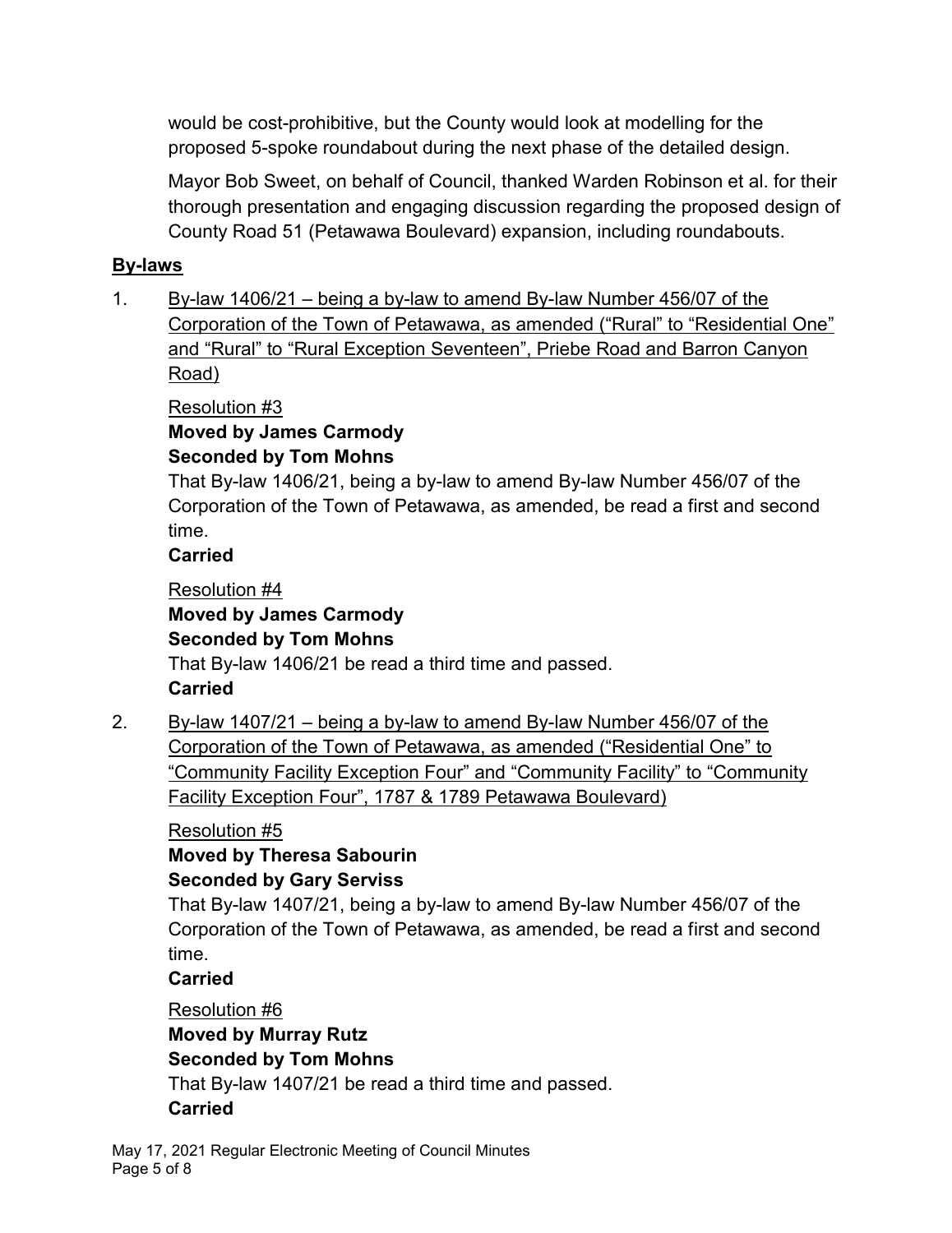would be cost-prohibitive, but the County would look at modelling for the proposed 5-spoke roundabout during the next phase of the detailed design.

Mayor Bob Sweet, on behalf of Council, thanked Warden Robinson et al. for their thorough presentation and engaging discussion regarding the proposed design of County Road 51 (Petawawa Boulevard) expansion, including roundabouts.

## By-laws

1. By-law 1406/21 – being a by-law to amend By-law Number 456/07 of the Corporation of the Town of Petawawa, as amended ("Rural" to "Residential One" and "Rural" to "Rural Exception Seventeen", Priebe Road and Barron Canyon Road)

   Resolution #3
   **Moved by James Carmody**
   **Seconded by Tom Mohns**
   That By-law 1406/21, being a by-law to amend By-law Number 456/07 of the Corporation of the Town of Petawawa, as amended, be read a first and second time.
   **Carried**

   Resolution #4
   **Moved by James Carmody**
   **Seconded by Tom Mohns**
   That By-law 1406/21 be read a third time and passed.
   **Carried**

2. By-law 1407/21 – being a by-law to amend By-law Number 456/07 of the Corporation of the Town of Petawawa, as amended ("Residential One" to "Community Facility Exception Four" and "Community Facility" to "Community Facility Exception Four", 1787 & 1789 Petawawa Boulevard)

   Resolution #5
   **Moved by Theresa Sabourin**
   **Seconded by Gary Serviss**
   That By-law 1407/21, being a by-law to amend By-law Number 456/07 of the Corporation of the Town of Petawawa, as amended, be read a first and second time.
   **Carried**

   Resolution #6
   **Moved by Murray Rutz**
   **Seconded by Tom Mohns**
   That By-law 1407/21 be read a third time and passed.
   **Carried**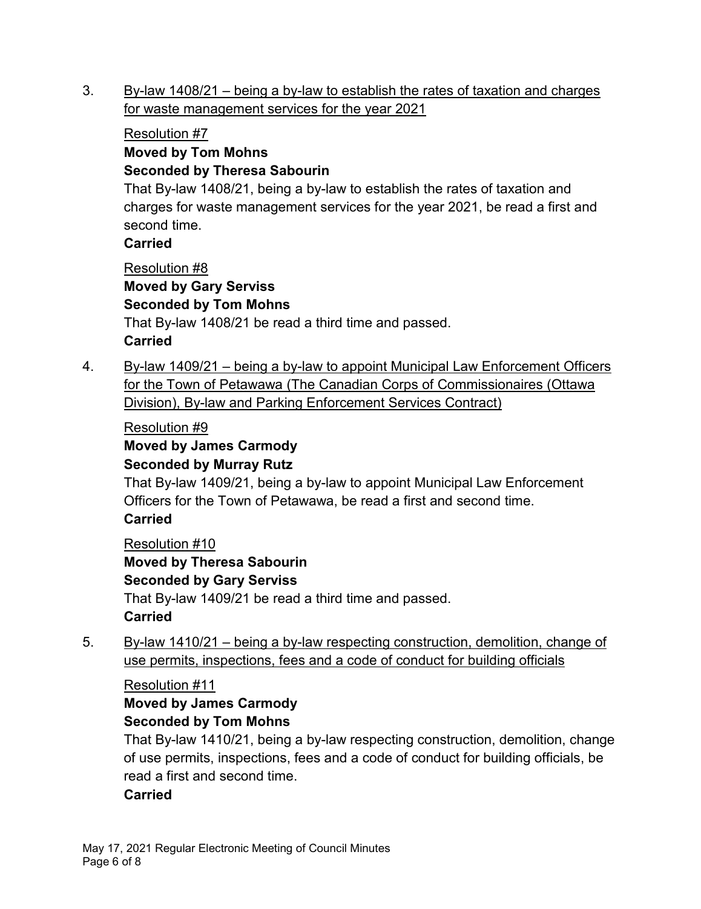3. <u>By-law 1408/21 – being a by-law to establish the rates of taxation and charges for waste management services for the year 2021</u>

   <u>Resolution #7</u>
   **Moved by Tom Mohns**
   **Seconded by Theresa Sabourin**
   That By-law 1408/21, being a by-law to establish the rates of taxation and charges for waste management services for the year 2021, be read a first and second time.
   **Carried**

   <u>Resolution #8</u>
   **Moved by Gary Serviss**
   **Seconded by Tom Mohns**
   That By-law 1408/21 be read a third time and passed.
   **Carried**

4. <u>By-law 1409/21 – being a by-law to appoint Municipal Law Enforcement Officers for the Town of Petawawa (The Canadian Corps of Commissionaires (Ottawa Division), By-law and Parking Enforcement Services Contract)</u>

   <u>Resolution #9</u>
   **Moved by James Carmody**
   **Seconded by Murray Rutz**
   That By-law 1409/21, being a by-law to appoint Municipal Law Enforcement Officers for the Town of Petawawa, be read a first and second time.
   **Carried**

   <u>Resolution #10</u>
   **Moved by Theresa Sabourin**
   **Seconded by Gary Serviss**
   That By-law 1409/21 be read a third time and passed.
   **Carried**

5. <u>By-law 1410/21 – being a by-law respecting construction, demolition, change of use permits, inspections, fees and a code of conduct for building officials</u>

   <u>Resolution #11</u>
   **Moved by James Carmody**
   **Seconded by Tom Mohns**
   That By-law 1410/21, being a by-law respecting construction, demolition, change of use permits, inspections, fees and a code of conduct for building officials, be read a first and second time.
   **Carried**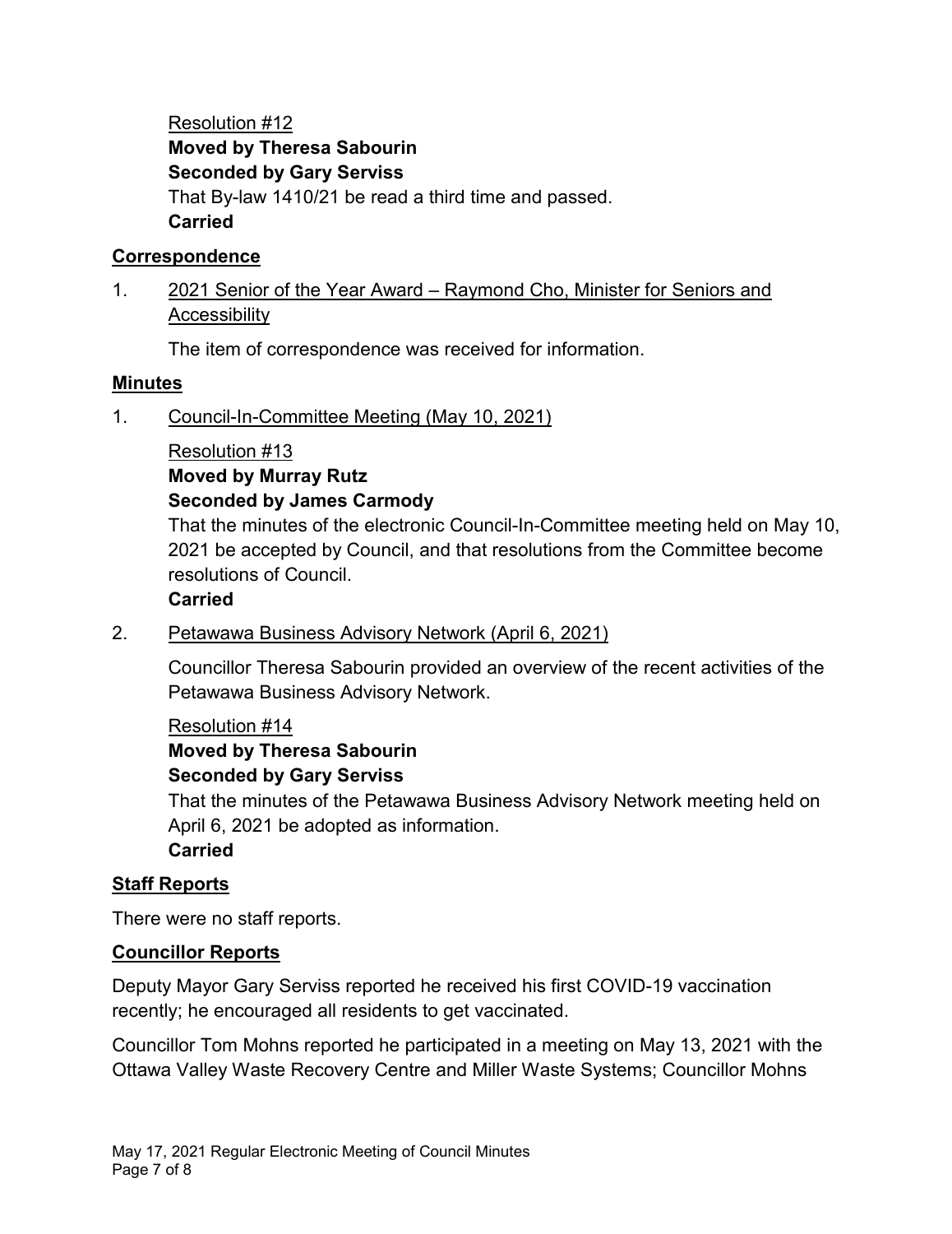Resolution #12

**Moved by Theresa Sabourin**

**Seconded by Gary Serviss**

That By-law 1410/21 be read a third time and passed.

**Carried**

## Correspondence

1. 2021 Senior of the Year Award – Raymond Cho, Minister for Seniors and Accessibility

   The item of correspondence was received for information.

## Minutes

1. Council-In-Committee Meeting (May 10, 2021)

   Resolution #13

   **Moved by Murray Rutz**

   **Seconded by James Carmody**

   That the minutes of the electronic Council-In-Committee meeting held on May 10, 2021 be accepted by Council, and that resolutions from the Committee become resolutions of Council.

   **Carried**

2. Petawawa Business Advisory Network (April 6, 2021)

   Councillor Theresa Sabourin provided an overview of the recent activities of the Petawawa Business Advisory Network.

   Resolution #14

   **Moved by Theresa Sabourin**

   **Seconded by Gary Serviss**

   That the minutes of the Petawawa Business Advisory Network meeting held on April 6, 2021 be adopted as information.

   **Carried**

## Staff Reports

There were no staff reports.

## Councillor Reports

Deputy Mayor Gary Serviss reported he received his first COVID-19 vaccination recently; he encouraged all residents to get vaccinated.

Councillor Tom Mohns reported he participated in a meeting on May 13, 2021 with the Ottawa Valley Waste Recovery Centre and Miller Waste Systems; Councillor Mohns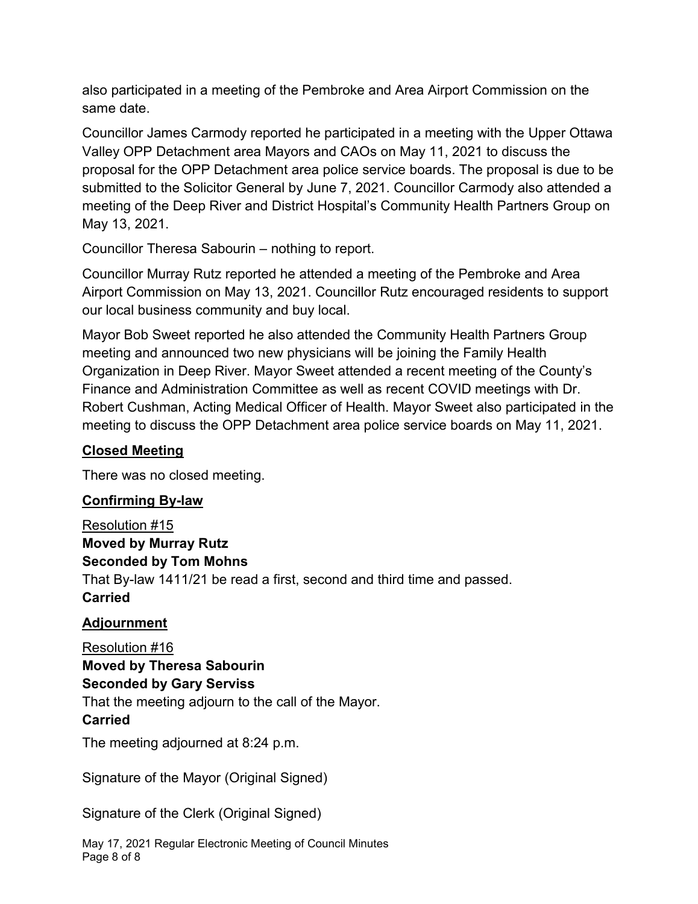also participated in a meeting of the Pembroke and Area Airport Commission on the same date.

Councillor James Carmody reported he participated in a meeting with the Upper Ottawa Valley OPP Detachment area Mayors and CAOs on May 11, 2021 to discuss the proposal for the OPP Detachment area police service boards. The proposal is due to be submitted to the Solicitor General by June 7, 2021. Councillor Carmody also attended a meeting of the Deep River and District Hospital's Community Health Partners Group on May 13, 2021.

Councillor Theresa Sabourin – nothing to report.

Councillor Murray Rutz reported he attended a meeting of the Pembroke and Area Airport Commission on May 13, 2021. Councillor Rutz encouraged residents to support our local business community and buy local.

Mayor Bob Sweet reported he also attended the Community Health Partners Group meeting and announced two new physicians will be joining the Family Health Organization in Deep River. Mayor Sweet attended a recent meeting of the County's Finance and Administration Committee as well as recent COVID meetings with Dr. Robert Cushman, Acting Medical Officer of Health. Mayor Sweet also participated in the meeting to discuss the OPP Detachment area police service boards on May 11, 2021.

## Closed Meeting

There was no closed meeting.

## Confirming By-law

Resolution #15
**Moved by Murray Rutz**
**Seconded by Tom Mohns**
That By-law 1411/21 be read a first, second and third time and passed.
**Carried**

## Adjournment

Resolution #16
**Moved by Theresa Sabourin**
**Seconded by Gary Serviss**
That the meeting adjourn to the call of the Mayor.
**Carried**

The meeting adjourned at 8:24 p.m.

Signature of the Mayor (Original Signed)

Signature of the Clerk (Original Signed)